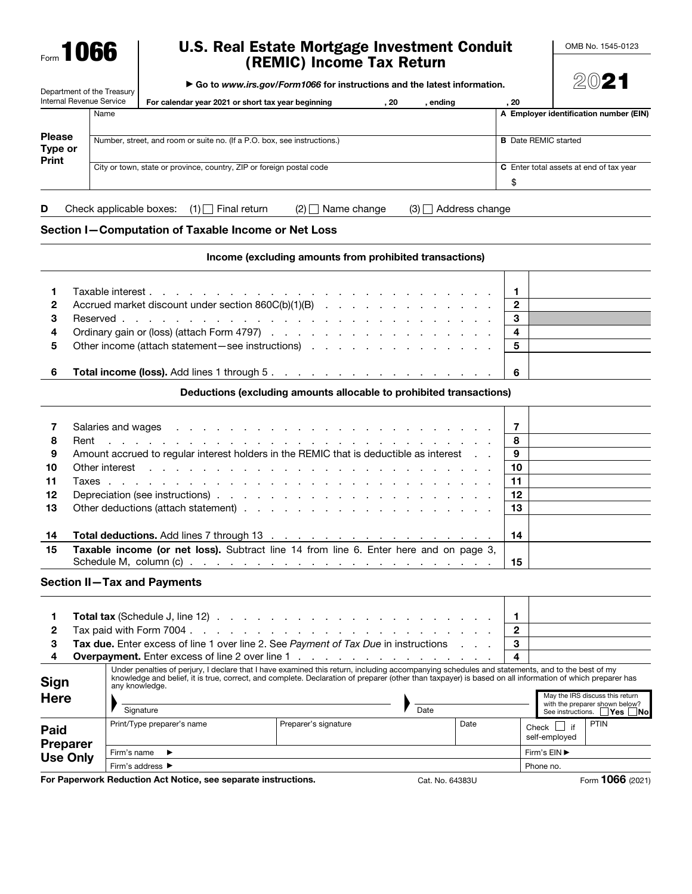Form **1066**

Department of the Treasury
Internal Revenue Service

# U.S. Real Estate Mortgage Investment Conduit (REMIC) Income Tax Return

▶ Go to *www.irs.gov/Form1066* for instructions and the latest information.

OMB No. 1545-0123

**2021**

For calendar year 2021 or short tax year beginning , 20 , ending , 20

| Please Type or Print | | |
|---|---|---|
| | Name | **A** Employer identification number (EIN) |
| | Number, street, and room or suite no. (If a P.O. box, see instructions.) | **B** Date REMIC started |
| | City or town, state or province, country, ZIP or foreign postal code | **C** Enter total assets at end of tax year $ |

**D** Check applicable boxes: (1) ☐ Final return (2) ☐ Name change (3) ☐ Address change

## Section I—Computation of Taxable Income or Net Loss

**Income (excluding amounts from prohibited transactions)**

| | | | |
|---|---|---|---|
| 1 | Taxable interest | 1 | |
| 2 | Accrued market discount under section 860C(b)(1)(B) | 2 | |
| 3 | Reserved | 3 | |
| 4 | Ordinary gain or (loss) (attach Form 4797) | 4 | |
| 5 | Other income (attach statement—see instructions) | 5 | |
| 6 | **Total income (loss).** Add lines 1 through 5 | 6 | |

**Deductions (excluding amounts allocable to prohibited transactions)**

| | | | |
|---|---|---|---|
| 7 | Salaries and wages | 7 | |
| 8 | Rent | 8 | |
| 9 | Amount accrued to regular interest holders in the REMIC that is deductible as interest | 9 | |
| 10 | Other interest | 10 | |
| 11 | Taxes | 11 | |
| 12 | Depreciation (see instructions) | 12 | |
| 13 | Other deductions (attach statement) | 13 | |
| 14 | **Total deductions.** Add lines 7 through 13 | 14 | |
| 15 | **Taxable income (or net loss).** Subtract line 14 from line 6. Enter here and on page 3, Schedule M, column (c) | 15 | |

## Section II—Tax and Payments

| | | | |
|---|---|---|---|
| 1 | **Total tax** (Schedule J, line 12) | 1 | |
| 2 | Tax paid with Form 7004 | 2 | |
| 3 | **Tax due.** Enter excess of line 1 over line 2. See *Payment of Tax Due* in instructions | 3 | |
| 4 | **Overpayment.** Enter excess of line 2 over line 1 | 4 | |

**Sign Here**

Under penalties of perjury, I declare that I have examined this return, including accompanying schedules and statements, and to the best of my knowledge and belief, it is true, correct, and complete. Declaration of preparer (other than taxpayer) is based on all information of which preparer has any knowledge.

Signature | Date | May the IRS discuss this return with the preparer shown below? See instructions. ☐ **Yes** ☐ **No**

**Paid Preparer Use Only**

| Print/Type preparer's name | Preparer's signature | Date | Check ☐ if self-employed | PTIN |
|---|---|---|---|---|
| Firm's name ▶ | | | Firm's EIN ▶ | |
| Firm's address ▶ | | | Phone no. | |

**For Paperwork Reduction Act Notice, see separate instructions.** Cat. No. 64383U Form **1066** (2021)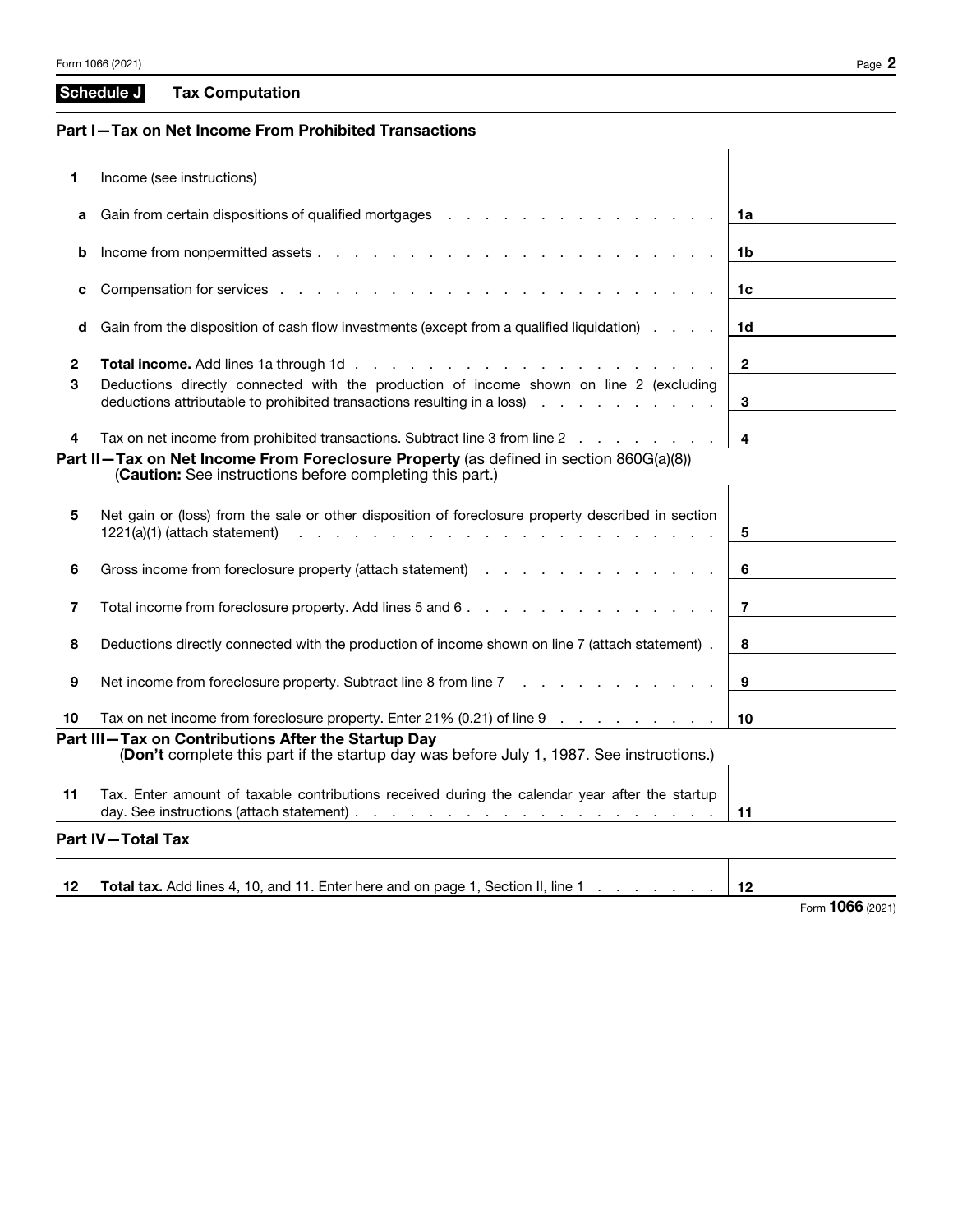## Schedule J Tax Computation

### Part I—Tax on Net Income From Prohibited Transactions

| | | | |
|---|---|---|---|
| 1 | Income (see instructions) | | |
| a | Gain from certain dispositions of qualified mortgages | 1a | |
| b | Income from nonpermitted assets | 1b | |
| c | Compensation for services | 1c | |
| d | Gain from the disposition of cash flow investments (except from a qualified liquidation) | 1d | |
| 2 | **Total income.** Add lines 1a through 1d | 2 | |
| 3 | Deductions directly connected with the production of income shown on line 2 (excluding deductions attributable to prohibited transactions resulting in a loss) | 3 | |
| 4 | Tax on net income from prohibited transactions. Subtract line 3 from line 2 | 4 | |

### Part II—Tax on Net Income From Foreclosure Property (as defined in section 860G(a)(8)) (**Caution:** See instructions before completing this part.)

| | | | |
|---|---|---|---|
| 5 | Net gain or (loss) from the sale or other disposition of foreclosure property described in section 1221(a)(1) (attach statement) | 5 | |
| 6 | Gross income from foreclosure property (attach statement) | 6 | |
| 7 | Total income from foreclosure property. Add lines 5 and 6 | 7 | |
| 8 | Deductions directly connected with the production of income shown on line 7 (attach statement) | 8 | |
| 9 | Net income from foreclosure property. Subtract line 8 from line 7 | 9 | |
| 10 | Tax on net income from foreclosure property. Enter 21% (0.21) of line 9 | 10 | |

### Part III—Tax on Contributions After the Startup Day (**Don't** complete this part if the startup day was before July 1, 1987. See instructions.)

| | | | |
|---|---|---|---|
| 11 | Tax. Enter amount of taxable contributions received during the calendar year after the startup day. See instructions (attach statement) | 11 | |

### Part IV—Total Tax

| | | | |
|---|---|---|---|
| 12 | **Total tax.** Add lines 4, 10, and 11. Enter here and on page 1, Section II, line 1 | 12 | |

Form **1066** (2021)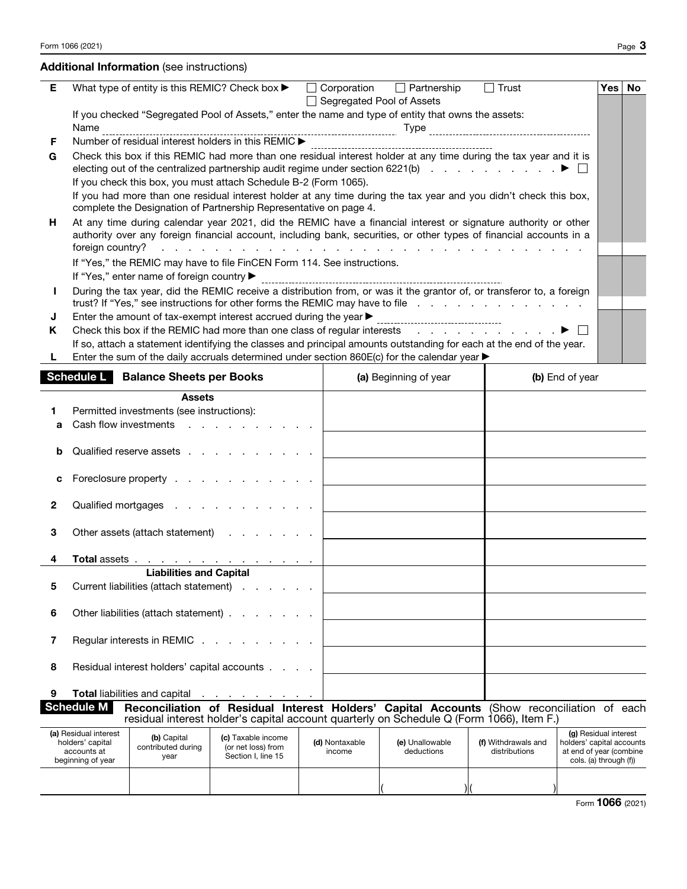## Additional Information (see instructions)

| | | Yes | No |
|---|---|---|---|
| **E** | What type of entity is this REMIC? Check box ▶ ☐ Corporation ☐ Partnership ☐ Trust ☐ Segregated Pool of Assets | | |
| | If you checked "Segregated Pool of Assets," enter the name and type of entity that owns the assets: Name ______ Type ______ | | |
| **F** | Number of residual interest holders in this REMIC ▶ ______ | | |
| **G** | Check this box if this REMIC had more than one residual interest holder at any time during the tax year and it is electing out of the centralized partnership audit regime under section 6221(b) . . . . . . . . . . . ▶ ☐ | | |
| | If you check this box, you must attach Schedule B-2 (Form 1065). | | |
| | If you had more than one residual interest holder at any time during the tax year and you didn't check this box, complete the Designation of Partnership Representative on page 4. | | |
| **H** | At any time during calendar year 2021, did the REMIC have a financial interest or signature authority or other authority over any foreign financial account, including bank, securities, or other types of financial accounts in a foreign country? . . . . . . . . . . . . . . . . . . . . . . . . . . | | |
| | If "Yes," the REMIC may have to file FinCEN Form 114. See instructions. | | |
| | If "Yes," enter name of foreign country ▶ ______ | | |
| **I** | During the tax year, did the REMIC receive a distribution from, or was it the grantor of, or transferor to, a foreign trust? If "Yes," see instructions for other forms the REMIC may have to file . . . . . . . . . . . . . . | | |
| **J** | Enter the amount of tax-exempt interest accrued during the year ▶ ______ | | |
| **K** | Check this box if the REMIC had more than one class of regular interests . . . . . . . . . . . . . ▶ ☐ | | |
| | If so, attach a statement identifying the classes and principal amounts outstanding for each at the end of the year. | | |
| **L** | Enter the sum of the daily accruals determined under section 860E(c) for the calendar year ▶ | | |

## Schedule L Balance Sheets per Books

| | | (a) Beginning of year | (b) End of year |
|---|---|---|---|
| | **Assets** | | |
| **1** | Permitted investments (see instructions): | | |
| **a** | Cash flow investments . . . . . . . . . . . | | |
| **b** | Qualified reserve assets . . . . . . . . . . . | | |
| **c** | Foreclosure property . . . . . . . . . . . . | | |
| **2** | Qualified mortgages . . . . . . . . . . . . | | |
| **3** | Other assets (attach statement) . . . . . . . | | |
| **4** | **Total** assets . . . . . . . . . . . . . . . . | | |
| | **Liabilities and Capital** | | |
| **5** | Current liabilities (attach statement) . . . . . . | | |
| **6** | Other liabilities (attach statement) . . . . . . . | | |
| **7** | Regular interests in REMIC . . . . . . . . . . | | |
| **8** | Residual interest holders' capital accounts . . . . | | |
| **9** | **Total** liabilities and capital . . . . . . . . . . | | |

## Schedule M Reconciliation of Residual Interest Holders' Capital Accounts (Show reconciliation of each residual interest holder's capital account quarterly on Schedule Q (Form 1066), Item F.)

| (a) Residual interest holders' capital accounts at beginning of year | (b) Capital contributed during year | (c) Taxable income (or net loss) from Section I, line 15 | (d) Nontaxable income | (e) Unallowable deductions | (f) Withdrawals and distributions | (g) Residual interest holders' capital accounts at end of year (combine cols. (a) through (f)) |
|---|---|---|---|---|---|---|
| | | | | ( ) | ( ) | |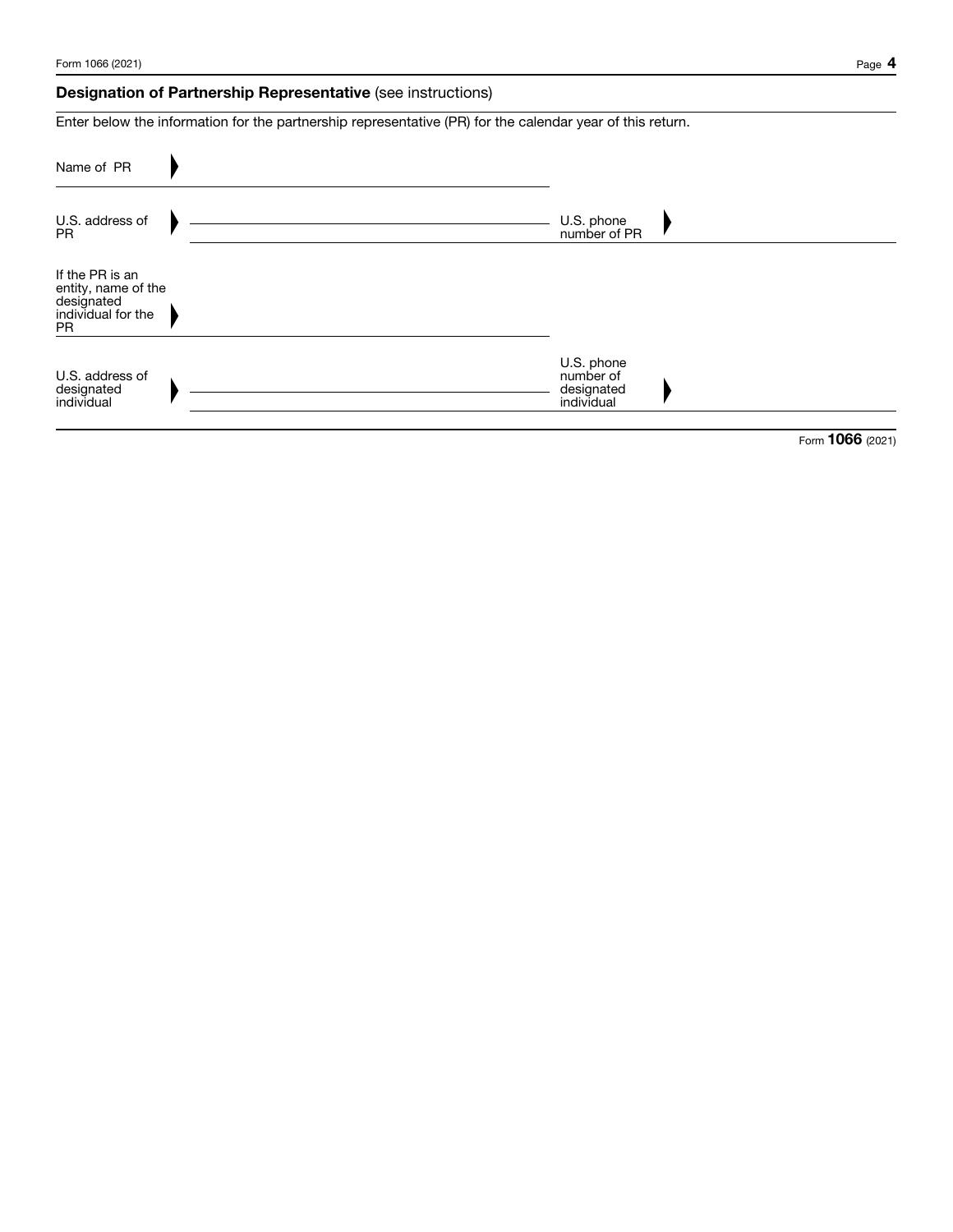## Designation of Partnership Representative (see instructions)

Enter below the information for the partnership representative (PR) for the calendar year of this return.

Name of PR ▶

U.S. address of PR ▶

U.S. phone number of PR ▶

If the PR is an entity, name of the designated individual for the PR ▶

U.S. address of designated individual ▶

U.S. phone number of designated individual ▶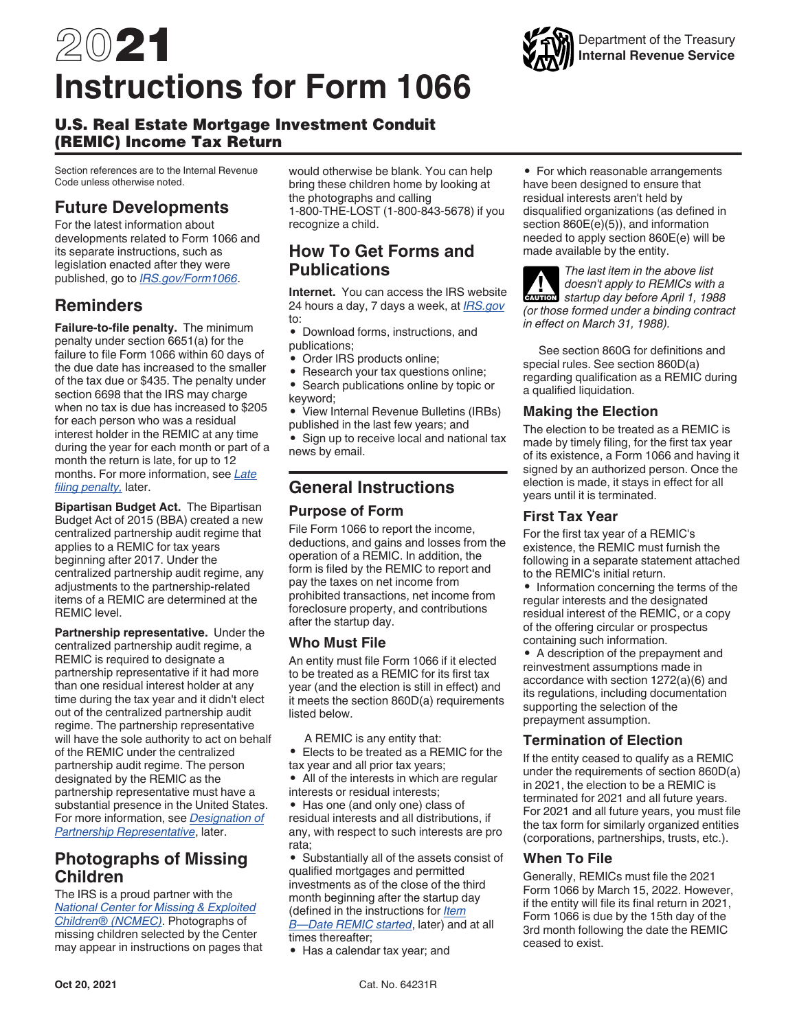# 2021 Instructions for Form 1066

## U.S. Real Estate Mortgage Investment Conduit (REMIC) Income Tax Return

Department of the Treasury
Internal Revenue Service

Section references are to the Internal Revenue Code unless otherwise noted.

## Future Developments

For the latest information about developments related to Form 1066 and its separate instructions, such as legislation enacted after they were published, go to *IRS.gov/Form1066*.

## Reminders

**Failure-to-file penalty.** The minimum penalty under section 6651(a) for the failure to file Form 1066 within 60 days of the due date has increased to the smaller of the tax due or $435. The penalty under section 6698 that the IRS may charge when no tax is due has increased to $205 for each person who was a residual interest holder in the REMIC at any time during the year for each month or part of a month the return is late, for up to 12 months. For more information, see *Late filing penalty,* later.

**Bipartisan Budget Act.** The Bipartisan Budget Act of 2015 (BBA) created a new centralized partnership audit regime that applies to a REMIC for tax years beginning after 2017. Under the centralized partnership audit regime, any adjustments to the partnership-related items of a REMIC are determined at the REMIC level.

**Partnership representative.** Under the centralized partnership audit regime, a REMIC is required to designate a partnership representative if it had more than one residual interest holder at any time during the tax year and it didn't elect out of the centralized partnership audit regime. The partnership representative will have the sole authority to act on behalf of the REMIC under the centralized partnership audit regime. The person designated by the REMIC as the partnership representative must have a substantial presence in the United States. For more information, see *Designation of Partnership Representative*, later.

## Photographs of Missing Children

The IRS is a proud partner with the *National Center for Missing & Exploited Children® (NCMEC)*. Photographs of missing children selected by the Center may appear in instructions on pages that would otherwise be blank. You can help bring these children home by looking at the photographs and calling 1-800-THE-LOST (1-800-843-5678) if you recognize a child.

## How To Get Forms and Publications

**Internet.** You can access the IRS website 24 hours a day, 7 days a week, at *IRS.gov* to:

- Download forms, instructions, and publications;
- Order IRS products online;
- Research your tax questions online;
- Search publications online by topic or keyword;
- View Internal Revenue Bulletins (IRBs) published in the last few years; and
- Sign up to receive local and national tax news by email.

# General Instructions

## Purpose of Form

File Form 1066 to report the income, deductions, and gains and losses from the operation of a REMIC. In addition, the form is filed by the REMIC to report and pay the taxes on net income from prohibited transactions, net income from foreclosure property, and contributions after the startup day.

## Who Must File

An entity must file Form 1066 if it elected to be treated as a REMIC for its first tax year (and the election is still in effect) and it meets the section 860D(a) requirements listed below.

A REMIC is any entity that:

- Elects to be treated as a REMIC for the tax year and all prior tax years;
- All of the interests in which are regular interests or residual interests;
- Has one (and only one) class of residual interests and all distributions, if any, with respect to such interests are pro rata;
- Substantially all of the assets consist of qualified mortgages and permitted investments as of the close of the third month beginning after the startup day (defined in the instructions for *Item B—Date REMIC started*, later) and at all times thereafter;
- Has a calendar tax year; and
- For which reasonable arrangements have been designed to ensure that residual interests aren't held by disqualified organizations (as defined in section 860E(e)(5)), and information needed to apply section 860E(e) will be made available by the entity.

**CAUTION:** *The last item in the above list doesn't apply to REMICs with a startup day before April 1, 1988 (or those formed under a binding contract in effect on March 31, 1988).*

See section 860G for definitions and special rules. See section 860D(a) regarding qualification as a REMIC during a qualified liquidation.

## Making the Election

The election to be treated as a REMIC is made by timely filing, for the first tax year of its existence, a Form 1066 and having it signed by an authorized person. Once the election is made, it stays in effect for all years until it is terminated.

## First Tax Year

For the first tax year of a REMIC's existence, the REMIC must furnish the following in a separate statement attached to the REMIC's initial return.

- Information concerning the terms of the regular interests and the designated residual interest of the REMIC, or a copy of the offering circular or prospectus containing such information.
- A description of the prepayment and reinvestment assumptions made in accordance with section 1272(a)(6) and its regulations, including documentation supporting the selection of the prepayment assumption.

## Termination of Election

If the entity ceased to qualify as a REMIC under the requirements of section 860D(a) in 2021, the election to be a REMIC is terminated for 2021 and all future years. For 2021 and all future years, you must file the tax form for similarly organized entities (corporations, partnerships, trusts, etc.).

## When To File

Generally, REMICs must file the 2021 Form 1066 by March 15, 2022. However, if the entity will file its final return in 2021, Form 1066 is due by the 15th day of the 3rd month following the date the REMIC ceased to exist.

Oct 20, 2021 Cat. No. 64231R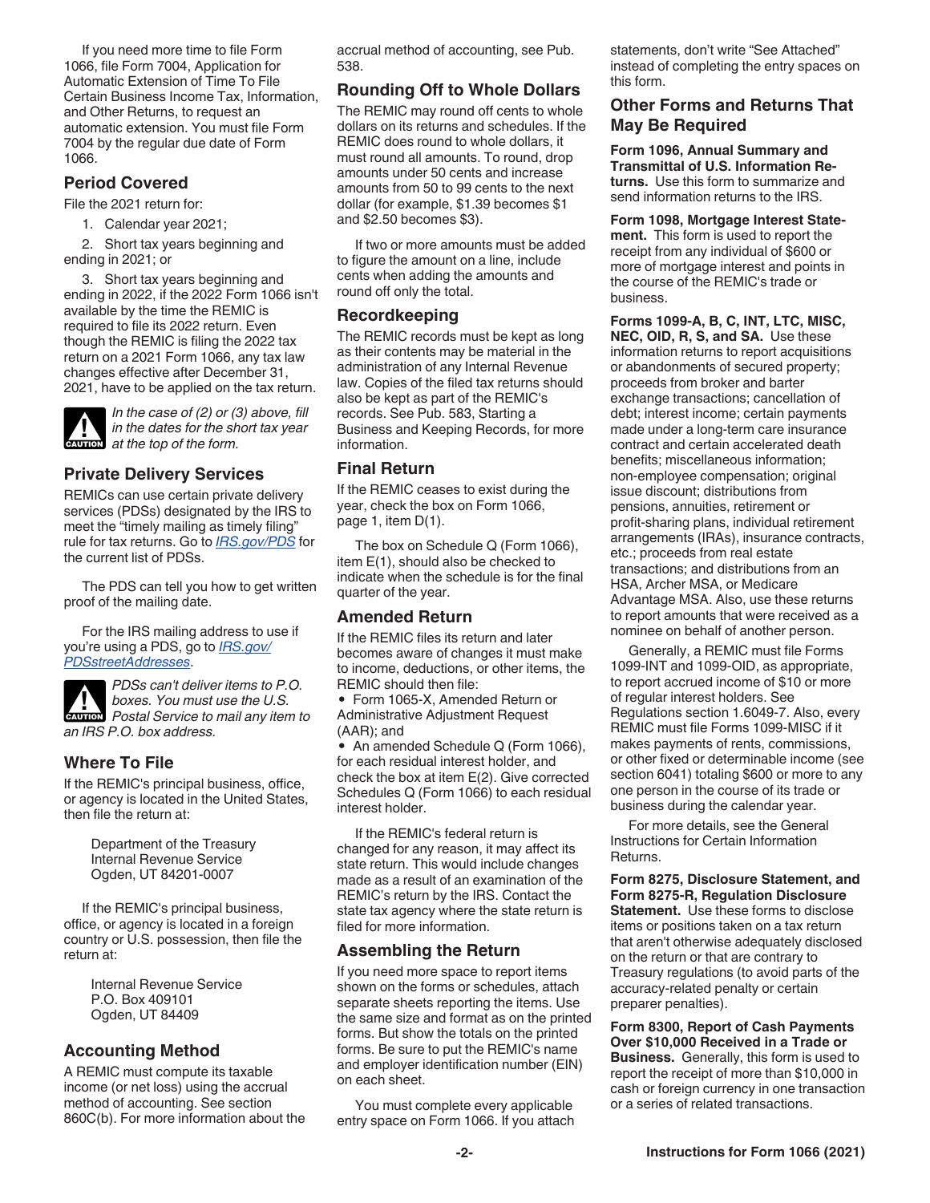If you need more time to file Form 1066, file Form 7004, Application for Automatic Extension of Time To File Certain Business Income Tax, Information, and Other Returns, to request an automatic extension. You must file Form 7004 by the regular due date of Form 1066.

## Period Covered

File the 2021 return for:

1. Calendar year 2021;
2. Short tax years beginning and ending in 2021; or
3. Short tax years beginning and ending in 2022, if the 2022 Form 1066 isn't available by the time the REMIC is required to file its 2022 return. Even though the REMIC is filing the 2022 tax return on a 2021 Form 1066, any tax law changes effective after December 31, 2021, have to be applied on the tax return.

CAUTION: *In the case of (2) or (3) above, fill in the dates for the short tax year at the top of the form.*

## Private Delivery Services

REMICs can use certain private delivery services (PDSs) designated by the IRS to meet the "timely mailing as timely filing" rule for tax returns. Go to *IRS.gov/PDS* for the current list of PDSs.

The PDS can tell you how to get written proof of the mailing date.

For the IRS mailing address to use if you're using a PDS, go to *IRS.gov/PDSstreetAddresses*.

CAUTION: *PDSs can't deliver items to P.O. boxes. You must use the U.S. Postal Service to mail any item to an IRS P.O. box address.*

## Where To File

If the REMIC's principal business, office, or agency is located in the United States, then file the return at:

Department of the Treasury
Internal Revenue Service
Ogden, UT 84201-0007

If the REMIC's principal business, office, or agency is located in a foreign country or U.S. possession, then file the return at:

Internal Revenue Service
P.O. Box 409101
Ogden, UT 84409

## Accounting Method

A REMIC must compute its taxable income (or net loss) using the accrual method of accounting. See section 860C(b). For more information about the accrual method of accounting, see Pub. 538.

## Rounding Off to Whole Dollars

The REMIC may round off cents to whole dollars on its returns and schedules. If the REMIC does round to whole dollars, it must round all amounts. To round, drop amounts under 50 cents and increase amounts from 50 to 99 cents to the next dollar (for example, $1.39 becomes $1 and $2.50 becomes $3).

If two or more amounts must be added to figure the amount on a line, include cents when adding the amounts and round off only the total.

## Recordkeeping

The REMIC records must be kept as long as their contents may be material in the administration of any Internal Revenue law. Copies of the filed tax returns should also be kept as part of the REMIC's records. See Pub. 583, Starting a Business and Keeping Records, for more information.

## Final Return

If the REMIC ceases to exist during the year, check the box on Form 1066, page 1, item D(1).

The box on Schedule Q (Form 1066), item E(1), should also be checked to indicate when the schedule is for the final quarter of the year.

## Amended Return

If the REMIC files its return and later becomes aware of changes it must make to income, deductions, or other items, the REMIC should then file:

- Form 1065-X, Amended Return or Administrative Adjustment Request (AAR); and
- An amended Schedule Q (Form 1066), for each residual interest holder, and check the box at item E(2). Give corrected Schedules Q (Form 1066) to each residual interest holder.

If the REMIC's federal return is changed for any reason, it may affect its state return. This would include changes made as a result of an examination of the REMIC's return by the IRS. Contact the state tax agency where the state return is filed for more information.

## Assembling the Return

If you need more space to report items shown on the forms or schedules, attach separate sheets reporting the items. Use the same size and format as on the printed forms. But show the totals on the printed forms. Be sure to put the REMIC's name and employer identification number (EIN) on each sheet.

You must complete every applicable entry space on Form 1066. If you attach statements, don't write "See Attached" instead of completing the entry spaces on this form.

## Other Forms and Returns That May Be Required

**Form 1096, Annual Summary and Transmittal of U.S. Information Returns.** Use this form to summarize and send information returns to the IRS.

**Form 1098, Mortgage Interest Statement.** This form is used to report the receipt from any individual of $600 or more of mortgage interest and points in the course of the REMIC's trade or business.

**Forms 1099-A, B, C, INT, LTC, MISC, NEC, OID, R, S, and SA.** Use these information returns to report acquisitions or abandonments of secured property; proceeds from broker and barter exchange transactions; cancellation of debt; interest income; certain payments made under a long-term care insurance contract and certain accelerated death benefits; miscellaneous information; non-employee compensation; original issue discount; distributions from pensions, annuities, retirement or profit-sharing plans, individual retirement arrangements (IRAs), insurance contracts, etc.; proceeds from real estate transactions; and distributions from an HSA, Archer MSA, or Medicare Advantage MSA. Also, use these returns to report amounts that were received as a nominee on behalf of another person.

Generally, a REMIC must file Forms 1099-INT and 1099-OID, as appropriate, to report accrued income of $10 or more of regular interest holders. See Regulations section 1.6049-7. Also, every REMIC must file Forms 1099-MISC if it makes payments of rents, commissions, or other fixed or determinable income (see section 6041) totaling $600 or more to any one person in the course of its trade or business during the calendar year.

For more details, see the General Instructions for Certain Information Returns.

**Form 8275, Disclosure Statement, and Form 8275-R, Regulation Disclosure Statement.** Use these forms to disclose items or positions taken on a tax return that aren't otherwise adequately disclosed on the return or that are contrary to Treasury regulations (to avoid parts of the accuracy-related penalty or certain preparer penalties).

**Form 8300, Report of Cash Payments Over $10,000 Received in a Trade or Business.** Generally, this form is used to report the receipt of more than $10,000 in cash or foreign currency in one transaction or a series of related transactions.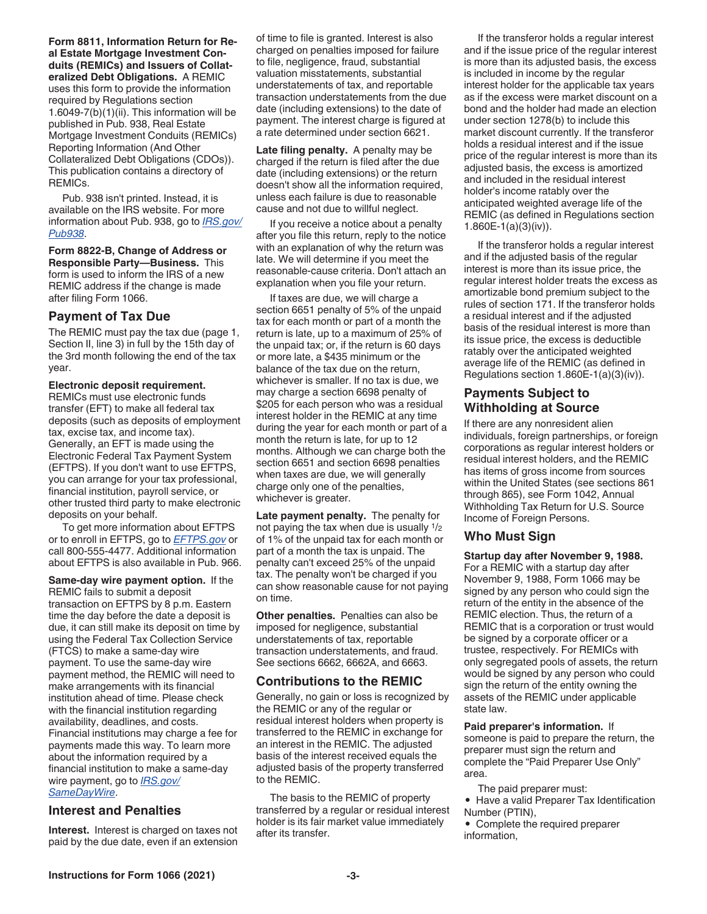**Form 8811, Information Return for Real Estate Mortgage Investment Conduits (REMICs) and Issuers of Collateralized Debt Obligations.** A REMIC uses this form to provide the information required by Regulations section 1.6049-7(b)(1)(ii). This information will be published in Pub. 938, Real Estate Mortgage Investment Conduits (REMICs) Reporting Information (And Other Collateralized Debt Obligations (CDOs)). This publication contains a directory of REMICs.

Pub. 938 isn't printed. Instead, it is available on the IRS website. For more information about Pub. 938, go to *IRS.gov/Pub938*.

**Form 8822-B, Change of Address or Responsible Party—Business.** This form is used to inform the IRS of a new REMIC address if the change is made after filing Form 1066.

## Payment of Tax Due

The REMIC must pay the tax due (page 1, Section II, line 3) in full by the 15th day of the 3rd month following the end of the tax year.

**Electronic deposit requirement.** REMICs must use electronic funds transfer (EFT) to make all federal tax deposits (such as deposits of employment tax, excise tax, and income tax). Generally, an EFT is made using the Electronic Federal Tax Payment System (EFTPS). If you don't want to use EFTPS, you can arrange for your tax professional, financial institution, payroll service, or other trusted third party to make electronic deposits on your behalf.

To get more information about EFTPS or to enroll in EFTPS, go to *EFTPS.gov* or call 800-555-4477. Additional information about EFTPS is also available in Pub. 966.

**Same-day wire payment option.** If the REMIC fails to submit a deposit transaction on EFTPS by 8 p.m. Eastern time the day before the date a deposit is due, it can still make its deposit on time by using the Federal Tax Collection Service (FTCS) to make a same-day wire payment. To use the same-day wire payment method, the REMIC will need to make arrangements with its financial institution ahead of time. Please check with the financial institution regarding availability, deadlines, and costs. Financial institutions may charge a fee for payments made this way. To learn more about the information required by a financial institution to make a same-day wire payment, go to *IRS.gov/SameDayWire*.

## Interest and Penalties

**Interest.** Interest is charged on taxes not paid by the due date, even if an extension of time to file is granted. Interest is also charged on penalties imposed for failure to file, negligence, fraud, substantial valuation misstatements, substantial understatements of tax, and reportable transaction understatements from the due date (including extensions) to the date of payment. The interest charge is figured at a rate determined under section 6621.

**Late filing penalty.** A penalty may be charged if the return is filed after the due date (including extensions) or the return doesn't show all the information required, unless each failure is due to reasonable cause and not due to willful neglect.

If you receive a notice about a penalty after you file this return, reply to the notice with an explanation of why the return was late. We will determine if you meet the reasonable-cause criteria. Don't attach an explanation when you file your return.

If taxes are due, we will charge a section 6651 penalty of 5% of the unpaid tax for each month or part of a month the return is late, up to a maximum of 25% of the unpaid tax; or, if the return is 60 days or more late, a $435 minimum or the balance of the tax due on the return, whichever is smaller. If no tax is due, we may charge a section 6698 penalty of $205 for each person who was a residual interest holder in the REMIC at any time during the year for each month or part of a month the return is late, for up to 12 months. Although we can charge both the section 6651 and section 6698 penalties when taxes are due, we will generally charge only one of the penalties, whichever is greater.

**Late payment penalty.** The penalty for not paying the tax when due is usually 1/2 of 1% of the unpaid tax for each month or part of a month the tax is unpaid. The penalty can't exceed 25% of the unpaid tax. The penalty won't be charged if you can show reasonable cause for not paying on time.

**Other penalties.** Penalties can also be imposed for negligence, substantial understatements of tax, reportable transaction understatements, and fraud. See sections 6662, 6662A, and 6663.

## Contributions to the REMIC

Generally, no gain or loss is recognized by the REMIC or any of the regular or residual interest holders when property is transferred to the REMIC in exchange for an interest in the REMIC. The adjusted basis of the interest received equals the adjusted basis of the property transferred to the REMIC.

The basis to the REMIC of property transferred by a regular or residual interest holder is its fair market value immediately after its transfer.

If the transferor holds a regular interest and if the issue price of the regular interest is more than its adjusted basis, the excess is included in income by the regular interest holder for the applicable tax years as if the excess were market discount on a bond and the holder had made an election under section 1278(b) to include this market discount currently. If the transferor holds a residual interest and if the issue price of the regular interest is more than its adjusted basis, the excess is amortized and included in the residual interest holder's income ratably over the anticipated weighted average life of the REMIC (as defined in Regulations section 1.860E-1(a)(3)(iv)).

If the transferor holds a regular interest and if the adjusted basis of the regular interest is more than its issue price, the regular interest holder treats the excess as amortizable bond premium subject to the rules of section 171. If the transferor holds a residual interest and if the adjusted basis of the residual interest is more than its issue price, the excess is deductible ratably over the anticipated weighted average life of the REMIC (as defined in Regulations section 1.860E-1(a)(3)(iv)).

## Payments Subject to Withholding at Source

If there are any nonresident alien individuals, foreign partnerships, or foreign corporations as regular interest holders or residual interest holders, and the REMIC has items of gross income from sources within the United States (see sections 861 through 865), see Form 1042, Annual Withholding Tax Return for U.S. Source Income of Foreign Persons.

## Who Must Sign

**Startup day after November 9, 1988.** For a REMIC with a startup day after November 9, 1988, Form 1066 may be signed by any person who could sign the return of the entity in the absence of the REMIC election. Thus, the return of a REMIC that is a corporation or trust would be signed by a corporate officer or a trustee, respectively. For REMICs with only segregated pools of assets, the return would be signed by any person who could sign the return of the entity owning the assets of the REMIC under applicable state law.

**Paid preparer's information.** If someone is paid to prepare the return, the preparer must sign the return and complete the "Paid Preparer Use Only" area.

The paid preparer must:

- Have a valid Preparer Tax Identification Number (PTIN),
- Complete the required preparer information,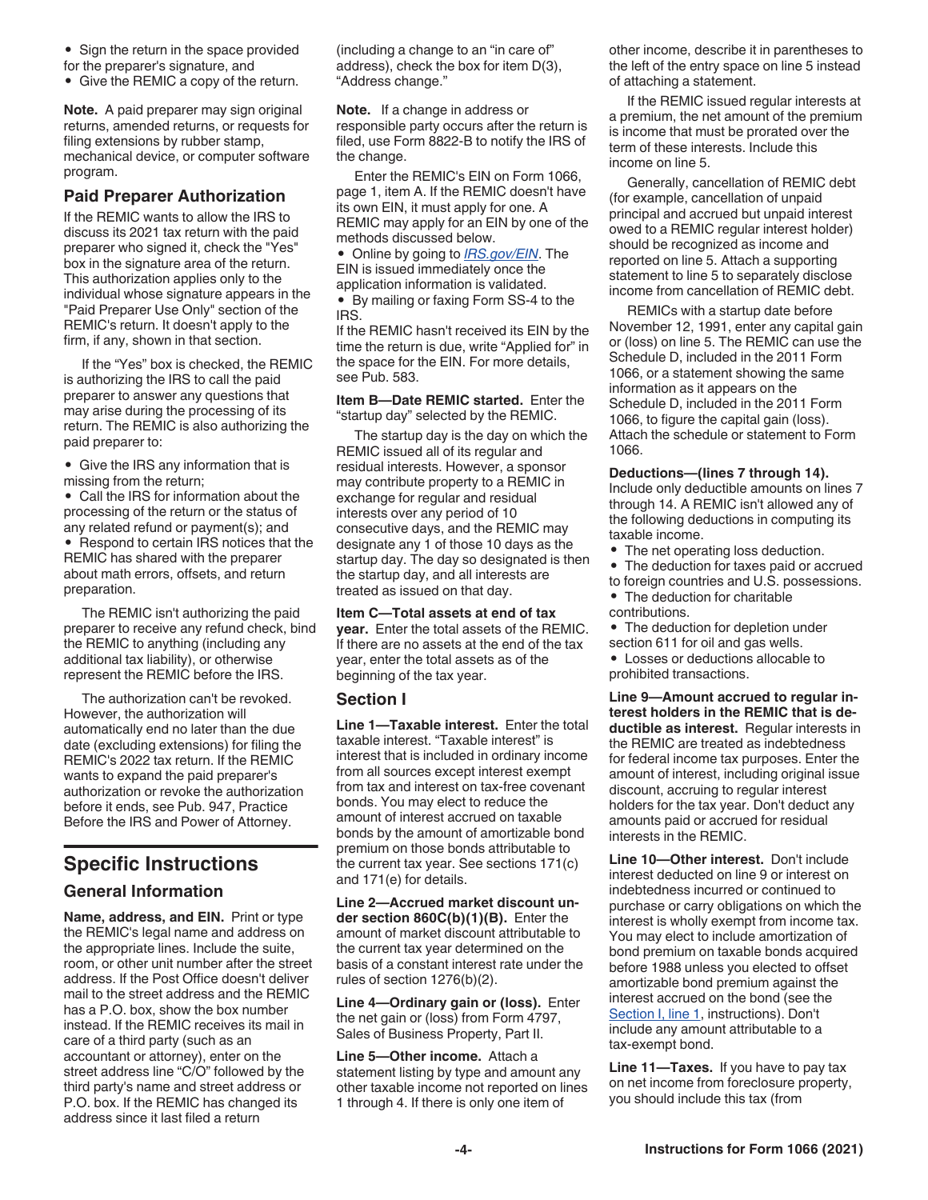- Sign the return in the space provided for the preparer's signature, and
- Give the REMIC a copy of the return.

**Note.** A paid preparer may sign original returns, amended returns, or requests for filing extensions by rubber stamp, mechanical device, or computer software program.

### Paid Preparer Authorization

If the REMIC wants to allow the IRS to discuss its 2021 tax return with the paid preparer who signed it, check the "Yes" box in the signature area of the return. This authorization applies only to the individual whose signature appears in the "Paid Preparer Use Only" section of the REMIC's return. It doesn't apply to the firm, if any, shown in that section.

If the "Yes" box is checked, the REMIC is authorizing the IRS to call the paid preparer to answer any questions that may arise during the processing of its return. The REMIC is also authorizing the paid preparer to:

- Give the IRS any information that is missing from the return;
- Call the IRS for information about the processing of the return or the status of any related refund or payment(s); and
- Respond to certain IRS notices that the REMIC has shared with the preparer about math errors, offsets, and return preparation.

The REMIC isn't authorizing the paid preparer to receive any refund check, bind the REMIC to anything (including any additional tax liability), or otherwise represent the REMIC before the IRS.

The authorization can't be revoked. However, the authorization will automatically end no later than the due date (excluding extensions) for filing the REMIC's 2022 tax return. If the REMIC wants to expand the paid preparer's authorization or revoke the authorization before it ends, see Pub. 947, Practice Before the IRS and Power of Attorney.

## Specific Instructions

### General Information

**Name, address, and EIN.** Print or type the REMIC's legal name and address on the appropriate lines. Include the suite, room, or other unit number after the street address. If the Post Office doesn't deliver mail to the street address and the REMIC has a P.O. box, show the box number instead. If the REMIC receives its mail in care of a third party (such as an accountant or attorney), enter on the street address line "C/O" followed by the third party's name and street address or P.O. box. If the REMIC has changed its address since it last filed a return (including a change to an "in care of" address), check the box for item D(3), "Address change."

**Note.** If a change in address or responsible party occurs after the return is filed, use Form 8822-B to notify the IRS of the change.

Enter the REMIC's EIN on Form 1066, page 1, item A. If the REMIC doesn't have its own EIN, it must apply for one. A REMIC may apply for an EIN by one of the methods discussed below.

- Online by going to *IRS.gov/EIN*. The EIN is issued immediately once the application information is validated.
- By mailing or faxing Form SS-4 to the IRS.

If the REMIC hasn't received its EIN by the time the return is due, write "Applied for" in the space for the EIN. For more details, see Pub. 583.

**Item B—Date REMIC started.** Enter the "startup day" selected by the REMIC.

The startup day is the day on which the REMIC issued all of its regular and residual interests. However, a sponsor may contribute property to a REMIC in exchange for regular and residual interests over any period of 10 consecutive days, and the REMIC may designate any 1 of those 10 days as the startup day. The day so designated is then the startup day, and all interests are treated as issued on that day.

**Item C—Total assets at end of tax year.** Enter the total assets of the REMIC. If there are no assets at the end of the tax year, enter the total assets as of the beginning of the tax year.

### Section I

**Line 1—Taxable interest.** Enter the total taxable interest. "Taxable interest" is interest that is included in ordinary income from all sources except interest exempt from tax and interest on tax-free covenant bonds. You may elect to reduce the amount of interest accrued on taxable bonds by the amount of amortizable bond premium on those bonds attributable to the current tax year. See sections 171(c) and 171(e) for details.

**Line 2—Accrued market discount under section 860C(b)(1)(B).** Enter the amount of market discount attributable to the current tax year determined on the basis of a constant interest rate under the rules of section 1276(b)(2).

**Line 4—Ordinary gain or (loss).** Enter the net gain or (loss) from Form 4797, Sales of Business Property, Part II.

**Line 5—Other income.** Attach a statement listing by type and amount any other taxable income not reported on lines 1 through 4. If there is only one item of other income, describe it in parentheses to the left of the entry space on line 5 instead of attaching a statement.

If the REMIC issued regular interests at a premium, the net amount of the premium is income that must be prorated over the term of these interests. Include this income on line 5.

Generally, cancellation of REMIC debt (for example, cancellation of unpaid principal and accrued but unpaid interest owed to a REMIC regular interest holder) should be recognized as income and reported on line 5. Attach a supporting statement to line 5 to separately disclose income from cancellation of REMIC debt.

REMICs with a startup date before November 12, 1991, enter any capital gain or (loss) on line 5. The REMIC can use the Schedule D, included in the 2011 Form 1066, or a statement showing the same information as it appears on the Schedule D, included in the 2011 Form 1066, to figure the capital gain (loss). Attach the schedule or statement to Form 1066.

**Deductions—(lines 7 through 14).** Include only deductible amounts on lines 7 through 14. A REMIC isn't allowed any of the following deductions in computing its taxable income.

- The net operating loss deduction.
- The deduction for taxes paid or accrued to foreign countries and U.S. possessions.
- The deduction for charitable contributions.
- The deduction for depletion under section 611 for oil and gas wells.
- Losses or deductions allocable to prohibited transactions.

**Line 9—Amount accrued to regular interest holders in the REMIC that is deductible as interest.** Regular interests in the REMIC are treated as indebtedness for federal income tax purposes. Enter the amount of interest, including original issue discount, accruing to regular interest holders for the tax year. Don't deduct any amounts paid or accrued for residual interests in the REMIC.

**Line 10—Other interest.** Don't include interest deducted on line 9 or interest on indebtedness incurred or continued to purchase or carry obligations on which the interest is wholly exempt from income tax. You may elect to include amortization of bond premium on taxable bonds acquired before 1988 unless you elected to offset amortizable bond premium against the interest accrued on the bond (see the Section I, line 1, instructions). Don't include any amount attributable to a tax-exempt bond.

**Line 11—Taxes.** If you have to pay tax on net income from foreclosure property, you should include this tax (from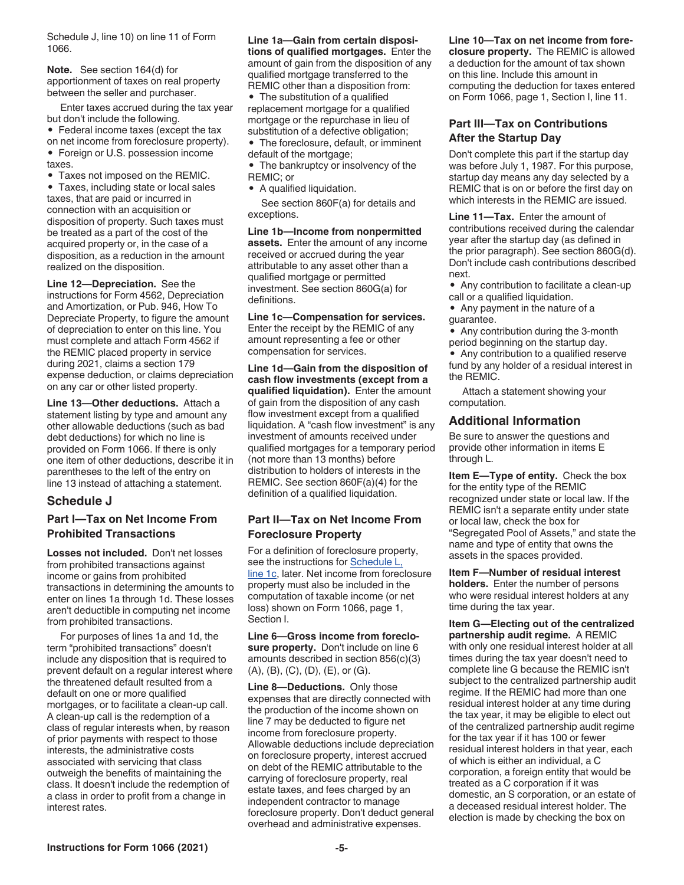Schedule J, line 10) on line 11 of Form 1066.

**Note.** See section 164(d) for apportionment of taxes on real property between the seller and purchaser.

Enter taxes accrued during the tax year but don't include the following.

- Federal income taxes (except the tax on net income from foreclosure property).
- Foreign or U.S. possession income taxes.
- Taxes not imposed on the REMIC.
- Taxes, including state or local sales taxes, that are paid or incurred in connection with an acquisition or disposition of property. Such taxes must be treated as a part of the cost of the acquired property or, in the case of a disposition, as a reduction in the amount realized on the disposition.

**Line 12—Depreciation.** See the instructions for Form 4562, Depreciation and Amortization, or Pub. 946, How To Depreciate Property, to figure the amount of depreciation to enter on this line. You must complete and attach Form 4562 if the REMIC placed property in service during 2021, claims a section 179 expense deduction, or claims depreciation on any car or other listed property.

**Line 13—Other deductions.** Attach a statement listing by type and amount any other allowable deductions (such as bad debt deductions) for which no line is provided on Form 1066. If there is only one item of other deductions, describe it in parentheses to the left of the entry on line 13 instead of attaching a statement.

## Schedule J

### Part I—Tax on Net Income From Prohibited Transactions

**Losses not included.** Don't net losses from prohibited transactions against income or gains from prohibited transactions in determining the amounts to enter on lines 1a through 1d. These losses aren't deductible in computing net income from prohibited transactions.

For purposes of lines 1a and 1d, the term "prohibited transactions" doesn't include any disposition that is required to prevent default on a regular interest where the threatened default resulted from a default on one or more qualified mortgages, or to facilitate a clean-up call. A clean-up call is the redemption of a class of regular interests when, by reason of prior payments with respect to those interests, the administrative costs associated with servicing that class outweigh the benefits of maintaining the class. It doesn't include the redemption of a class in order to profit from a change in interest rates.

**Line 1a—Gain from certain dispositions of qualified mortgages.** Enter the amount of gain from the disposition of any qualified mortgage transferred to the REMIC other than a disposition from:

- The substitution of a qualified replacement mortgage for a qualified mortgage or the repurchase in lieu of substitution of a defective obligation;
- The foreclosure, default, or imminent default of the mortgage;
- The bankruptcy or insolvency of the REMIC; or
- A qualified liquidation.

See section 860F(a) for details and exceptions.

**Line 1b—Income from nonpermitted assets.** Enter the amount of any income received or accrued during the year attributable to any asset other than a qualified mortgage or permitted investment. See section 860G(a) for definitions.

**Line 1c—Compensation for services.** Enter the receipt by the REMIC of any amount representing a fee or other compensation for services.

**Line 1d—Gain from the disposition of cash flow investments (except from a qualified liquidation).** Enter the amount of gain from the disposition of any cash flow investment except from a qualified liquidation. A "cash flow investment" is any investment of amounts received under qualified mortgages for a temporary period (not more than 13 months) before distribution to holders of interests in the REMIC. See section 860F(a)(4) for the definition of a qualified liquidation.

### Part II—Tax on Net Income From Foreclosure Property

For a definition of foreclosure property, see the instructions for Schedule L, line 1c, later. Net income from foreclosure property must also be included in the computation of taxable income (or net loss) shown on Form 1066, page 1, Section I.

**Line 6—Gross income from foreclosure property.** Don't include on line 6 amounts described in section 856(c)(3)(A), (B), (C), (D), (E), or (G).

**Line 8—Deductions.** Only those expenses that are directly connected with the production of the income shown on line 7 may be deducted to figure net income from foreclosure property. Allowable deductions include depreciation on foreclosure property, interest accrued on debt of the REMIC attributable to the carrying of foreclosure property, real estate taxes, and fees charged by an independent contractor to manage foreclosure property. Don't deduct general overhead and administrative expenses.

**Line 10—Tax on net income from foreclosure property.** The REMIC is allowed a deduction for the amount of tax shown on this line. Include this amount in computing the deduction for taxes entered on Form 1066, page 1, Section I, line 11.

### Part III—Tax on Contributions After the Startup Day

Don't complete this part if the startup day was before July 1, 1987. For this purpose, startup day means any day selected by a REMIC that is on or before the first day on which interests in the REMIC are issued.

**Line 11—Tax.** Enter the amount of contributions received during the calendar year after the startup day (as defined in the prior paragraph). See section 860G(d). Don't include cash contributions described next.

- Any contribution to facilitate a clean-up call or a qualified liquidation.
- Any payment in the nature of a guarantee.
- Any contribution during the 3-month period beginning on the startup day.
- Any contribution to a qualified reserve fund by any holder of a residual interest in the REMIC.

Attach a statement showing your computation.

## Additional Information

Be sure to answer the questions and provide other information in items E through L.

**Item E—Type of entity.** Check the box for the entity type of the REMIC recognized under state or local law. If the REMIC isn't a separate entity under state or local law, check the box for "Segregated Pool of Assets," and state the name and type of entity that owns the assets in the spaces provided.

**Item F—Number of residual interest holders.** Enter the number of persons who were residual interest holders at any time during the tax year.

**Item G—Electing out of the centralized partnership audit regime.** A REMIC with only one residual interest holder at all times during the tax year doesn't need to complete line G because the REMIC isn't subject to the centralized partnership audit regime. If the REMIC had more than one residual interest holder at any time during the tax year, it may be eligible to elect out of the centralized partnership audit regime for the tax year if it has 100 or fewer residual interest holders in that year, each of which is either an individual, a C corporation, a foreign entity that would be treated as a C corporation if it was domestic, an S corporation, or an estate of a deceased residual interest holder. The election is made by checking the box on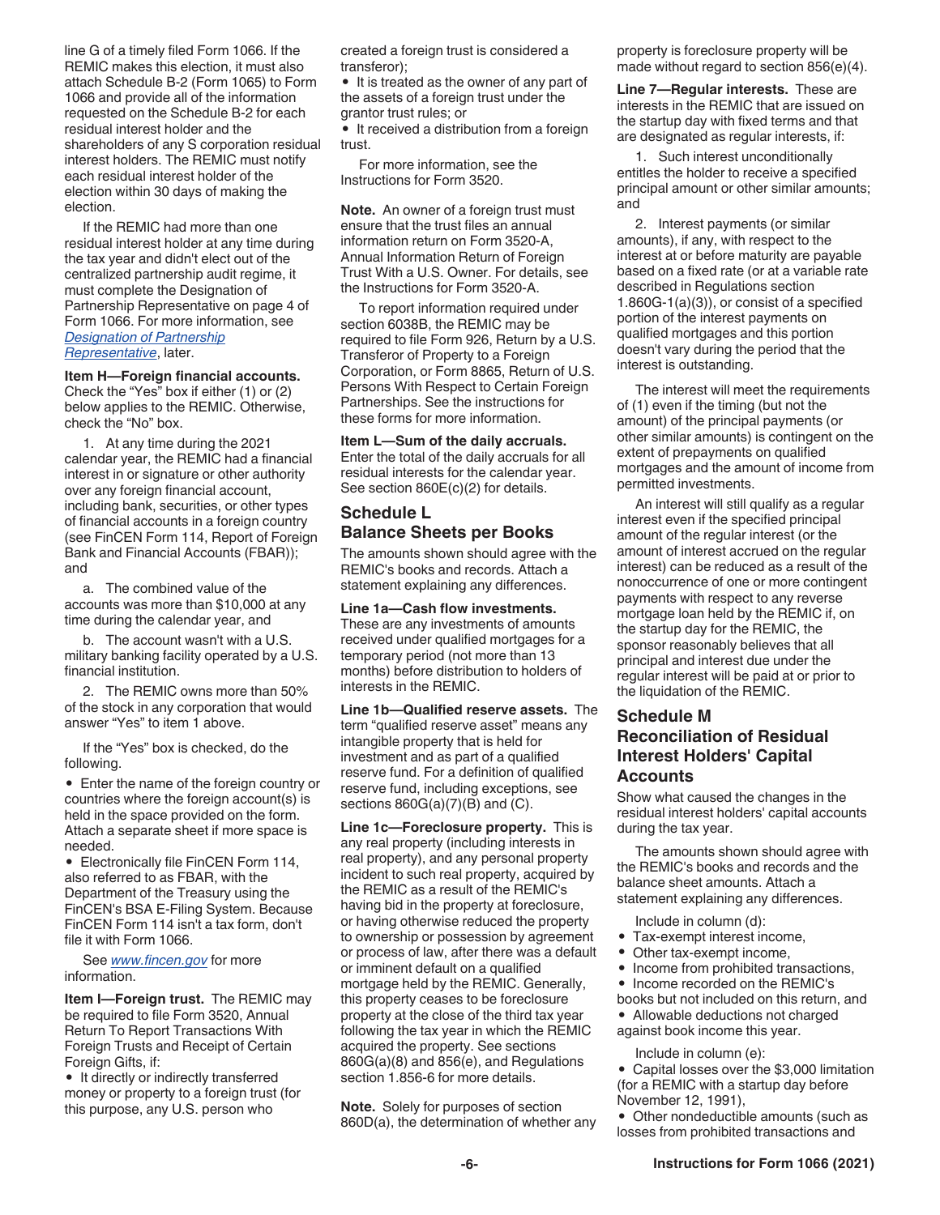line G of a timely filed Form 1066. If the REMIC makes this election, it must also attach Schedule B-2 (Form 1065) to Form 1066 and provide all of the information requested on the Schedule B-2 for each residual interest holder and the shareholders of any S corporation residual interest holders. The REMIC must notify each residual interest holder of the election within 30 days of making the election.

If the REMIC had more than one residual interest holder at any time during the tax year and didn't elect out of the centralized partnership audit regime, it must complete the Designation of Partnership Representative on page 4 of Form 1066. For more information, see *Designation of Partnership Representative*, later.

**Item H—Foreign financial accounts.** Check the "Yes" box if either (1) or (2) below applies to the REMIC. Otherwise, check the "No" box.

1. At any time during the 2021 calendar year, the REMIC had a financial interest in or signature or other authority over any foreign financial account, including bank, securities, or other types of financial accounts in a foreign country (see FinCEN Form 114, Report of Foreign Bank and Financial Accounts (FBAR)); and

   a. The combined value of the accounts was more than $10,000 at any time during the calendar year, and

   b. The account wasn't with a U.S. military banking facility operated by a U.S. financial institution.

2. The REMIC owns more than 50% of the stock in any corporation that would answer "Yes" to item 1 above.

If the "Yes" box is checked, do the following.

- Enter the name of the foreign country or countries where the foreign account(s) is held in the space provided on the form. Attach a separate sheet if more space is needed.
- Electronically file FinCEN Form 114, also referred to as FBAR, with the Department of the Treasury using the FinCEN's BSA E-Filing System. Because FinCEN Form 114 isn't a tax form, don't file it with Form 1066.

See *www.fincen.gov* for more information.

**Item I—Foreign trust.** The REMIC may be required to file Form 3520, Annual Return To Report Transactions With Foreign Trusts and Receipt of Certain Foreign Gifts, if:

- It directly or indirectly transferred money or property to a foreign trust (for this purpose, any U.S. person who created a foreign trust is considered a transferor);
- It is treated as the owner of any part of the assets of a foreign trust under the grantor trust rules; or
- It received a distribution from a foreign trust.

For more information, see the Instructions for Form 3520.

**Note.** An owner of a foreign trust must ensure that the trust files an annual information return on Form 3520-A, Annual Information Return of Foreign Trust With a U.S. Owner. For details, see the Instructions for Form 3520-A.

To report information required under section 6038B, the REMIC may be required to file Form 926, Return by a U.S. Transferor of Property to a Foreign Corporation, or Form 8865, Return of U.S. Persons With Respect to Certain Foreign Partnerships. See the instructions for these forms for more information.

**Item L—Sum of the daily accruals.** Enter the total of the daily accruals for all residual interests for the calendar year. See section 860E(c)(2) for details.

## Schedule L Balance Sheets per Books

The amounts shown should agree with the REMIC's books and records. Attach a statement explaining any differences.

**Line 1a—Cash flow investments.** These are any investments of amounts received under qualified mortgages for a temporary period (not more than 13 months) before distribution to holders of interests in the REMIC.

**Line 1b—Qualified reserve assets.** The term "qualified reserve asset" means any intangible property that is held for investment and as part of a qualified reserve fund. For a definition of qualified reserve fund, including exceptions, see sections 860G(a)(7)(B) and (C).

**Line 1c—Foreclosure property.** This is any real property (including interests in real property), and any personal property incident to such real property, acquired by the REMIC as a result of the REMIC's having bid in the property at foreclosure, or having otherwise reduced the property to ownership or possession by agreement or process of law, after there was a default or imminent default on a qualified mortgage held by the REMIC. Generally, this property ceases to be foreclosure property at the close of the third tax year following the tax year in which the REMIC acquired the property. See sections 860G(a)(8) and 856(e), and Regulations section 1.856-6 for more details.

**Note.** Solely for purposes of section 860D(a), the determination of whether any property is foreclosure property will be made without regard to section 856(e)(4).

**Line 7—Regular interests.** These are interests in the REMIC that are issued on the startup day with fixed terms and that are designated as regular interests, if:

1. Such interest unconditionally entitles the holder to receive a specified principal amount or other similar amounts; and

2. Interest payments (or similar amounts), if any, with respect to the interest at or before maturity are payable based on a fixed rate (or at a variable rate described in Regulations section 1.860G-1(a)(3)), or consist of a specified portion of the interest payments on qualified mortgages and this portion doesn't vary during the period that the interest is outstanding.

The interest will meet the requirements of (1) even if the timing (but not the amount) of the principal payments (or other similar amounts) is contingent on the extent of prepayments on qualified mortgages and the amount of income from permitted investments.

An interest will still qualify as a regular interest even if the specified principal amount of the regular interest (or the amount of interest accrued on the regular interest) can be reduced as a result of the nonoccurrence of one or more contingent payments with respect to any reverse mortgage loan held by the REMIC if, on the startup day for the REMIC, the sponsor reasonably believes that all principal and interest due under the regular interest will be paid at or prior to the liquidation of the REMIC.

## Schedule M Reconciliation of Residual Interest Holders' Capital Accounts

Show what caused the changes in the residual interest holders' capital accounts during the tax year.

The amounts shown should agree with the REMIC's books and records and the balance sheet amounts. Attach a statement explaining any differences.

Include in column (d):

- Tax-exempt interest income,
- Other tax-exempt income,
- Income from prohibited transactions,
- Income recorded on the REMIC's books but not included on this return, and
- Allowable deductions not charged against book income this year.

Include in column (e):

- Capital losses over the $3,000 limitation (for a REMIC with a startup day before November 12, 1991),
- Other nondeductible amounts (such as losses from prohibited transactions and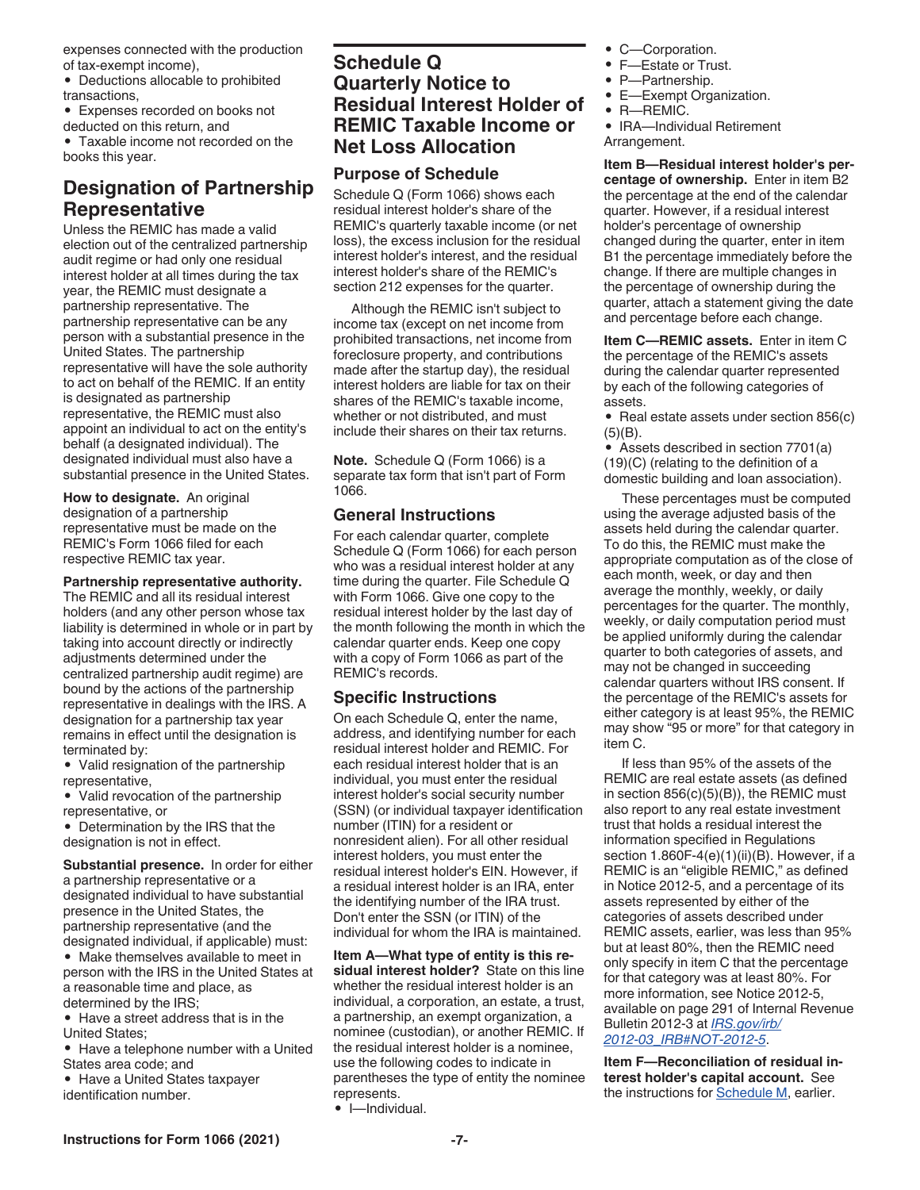expenses connected with the production of tax-exempt income),

- Deductions allocable to prohibited transactions,
- Expenses recorded on books not deducted on this return, and
- Taxable income not recorded on the books this year.

## Designation of Partnership Representative

Unless the REMIC has made a valid election out of the centralized partnership audit regime or had only one residual interest holder at all times during the tax year, the REMIC must designate a partnership representative. The partnership representative can be any person with a substantial presence in the United States. The partnership representative will have the sole authority to act on behalf of the REMIC. If an entity is designated as partnership representative, the REMIC must also appoint an individual to act on the entity's behalf (a designated individual). The designated individual must also have a substantial presence in the United States.

**How to designate.** An original designation of a partnership representative must be made on the REMIC's Form 1066 filed for each respective REMIC tax year.

**Partnership representative authority.** The REMIC and all its residual interest holders (and any other person whose tax liability is determined in whole or in part by taking into account directly or indirectly adjustments determined under the centralized partnership audit regime) are bound by the actions of the partnership representative in dealings with the IRS. A designation for a partnership tax year remains in effect until the designation is terminated by:

- Valid resignation of the partnership representative,
- Valid revocation of the partnership representative, or
- Determination by the IRS that the designation is not in effect.

**Substantial presence.** In order for either a partnership representative or a designated individual to have substantial presence in the United States, the partnership representative (and the designated individual, if applicable) must:

- Make themselves available to meet in person with the IRS in the United States at a reasonable time and place, as determined by the IRS;
- Have a street address that is in the United States;
- Have a telephone number with a United States area code; and
- Have a United States taxpayer identification number.

## Schedule Q Quarterly Notice to Residual Interest Holder of REMIC Taxable Income or Net Loss Allocation

### Purpose of Schedule

Schedule Q (Form 1066) shows each residual interest holder's share of the REMIC's quarterly taxable income (or net loss), the excess inclusion for the residual interest holder's interest, and the residual interest holder's share of the REMIC's section 212 expenses for the quarter.

Although the REMIC isn't subject to income tax (except on net income from prohibited transactions, net income from foreclosure property, and contributions made after the startup day), the residual interest holders are liable for tax on their shares of the REMIC's taxable income, whether or not distributed, and must include their shares on their tax returns.

**Note.** Schedule Q (Form 1066) is a separate tax form that isn't part of Form 1066.

### General Instructions

For each calendar quarter, complete Schedule Q (Form 1066) for each person who was a residual interest holder at any time during the quarter. File Schedule Q with Form 1066. Give one copy to the residual interest holder by the last day of the month following the month in which the calendar quarter ends. Keep one copy with a copy of Form 1066 as part of the REMIC's records.

### Specific Instructions

On each Schedule Q, enter the name, address, and identifying number for each residual interest holder and REMIC. For each residual interest holder that is an individual, you must enter the residual interest holder's social security number (SSN) (or individual taxpayer identification number (ITIN) for a resident or nonresident alien). For all other residual interest holders, you must enter the residual interest holder's EIN. However, if a residual interest holder is an IRA, enter the identifying number of the IRA trust. Don't enter the SSN (or ITIN) of the individual for whom the IRA is maintained.

**Item A—What type of entity is this residual interest holder?** State on this line whether the residual interest holder is an individual, a corporation, an estate, a trust, a partnership, an exempt organization, a nominee (custodian), or another REMIC. If the residual interest holder is a nominee, use the following codes to indicate in parentheses the type of entity the nominee represents.

- I—Individual.
- C—Corporation.
- F—Estate or Trust.
- P—Partnership.
- E—Exempt Organization.
- R—REMIC.
- IRA—Individual Retirement Arrangement.

**Item B—Residual interest holder's percentage of ownership.** Enter in item B2 the percentage at the end of the calendar quarter. However, if a residual interest holder's percentage of ownership changed during the quarter, enter in item B1 the percentage immediately before the change. If there are multiple changes in the percentage of ownership during the quarter, attach a statement giving the date and percentage before each change.

**Item C—REMIC assets.** Enter in item C the percentage of the REMIC's assets during the calendar quarter represented by each of the following categories of assets.

- Real estate assets under section 856(c)(5)(B).
- Assets described in section 7701(a)(19)(C) (relating to the definition of a domestic building and loan association).

These percentages must be computed using the average adjusted basis of the assets held during the calendar quarter. To do this, the REMIC must make the appropriate computation as of the close of each month, week, or day and then average the monthly, weekly, or daily percentages for the quarter. The monthly, weekly, or daily computation period must be applied uniformly during the calendar quarter to both categories of assets, and may not be changed in succeeding calendar quarters without IRS consent. If the percentage of the REMIC's assets for either category is at least 95%, the REMIC may show "95 or more" for that category in item C.

If less than 95% of the assets of the REMIC are real estate assets (as defined in section 856(c)(5)(B)), the REMIC must also report to any real estate investment trust that holds a residual interest the information specified in Regulations section 1.860F-4(e)(1)(ii)(B). However, if a REMIC is an "eligible REMIC," as defined in Notice 2012-5, and a percentage of its assets represented by either of the categories of assets described under REMIC assets, earlier, was less than 95% but at least 80%, then the REMIC need only specify in item C that the percentage for that category was at least 80%. For more information, see Notice 2012-5, available on page 291 of Internal Revenue Bulletin 2012-3 at *IRS.gov/irb/2012-03_IRB#NOT-2012-5*.

**Item F—Reconciliation of residual interest holder's capital account.** See the instructions for Schedule M, earlier.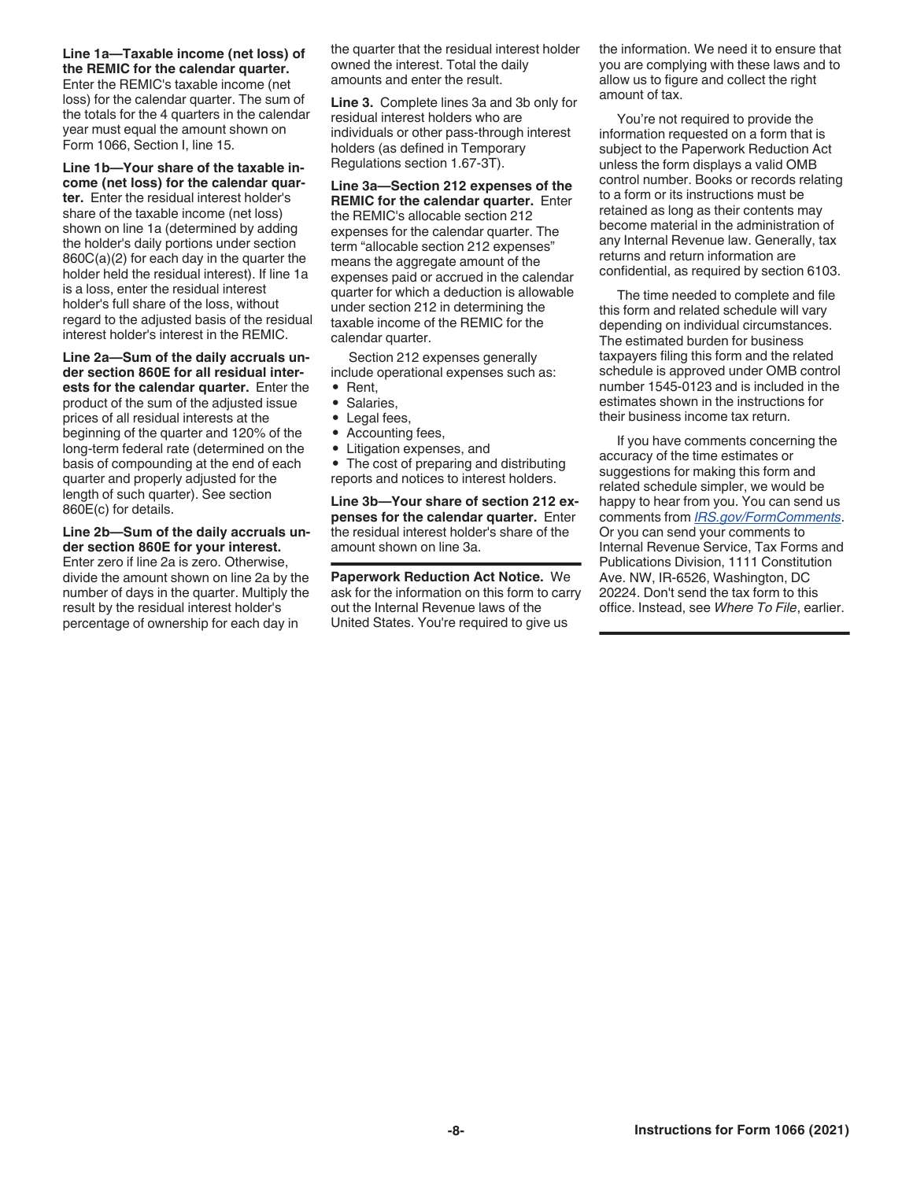**Line 1a—Taxable income (net loss) of the REMIC for the calendar quarter.** Enter the REMIC's taxable income (net loss) for the calendar quarter. The sum of the totals for the 4 quarters in the calendar year must equal the amount shown on Form 1066, Section I, line 15.

**Line 1b—Your share of the taxable income (net loss) for the calendar quarter.** Enter the residual interest holder's share of the taxable income (net loss) shown on line 1a (determined by adding the holder's daily portions under section 860C(a)(2) for each day in the quarter the holder held the residual interest). If line 1a is a loss, enter the residual interest holder's full share of the loss, without regard to the adjusted basis of the residual interest holder's interest in the REMIC.

**Line 2a—Sum of the daily accruals under section 860E for all residual interests for the calendar quarter.** Enter the product of the sum of the adjusted issue prices of all residual interests at the beginning of the quarter and 120% of the long-term federal rate (determined on the basis of compounding at the end of each quarter and properly adjusted for the length of such quarter). See section 860E(c) for details.

**Line 2b—Sum of the daily accruals under section 860E for your interest.** Enter zero if line 2a is zero. Otherwise, divide the amount shown on line 2a by the number of days in the quarter. Multiply the result by the residual interest holder's percentage of ownership for each day in the quarter that the residual interest holder owned the interest. Total the daily amounts and enter the result.

**Line 3.** Complete lines 3a and 3b only for residual interest holders who are individuals or other pass-through interest holders (as defined in Temporary Regulations section 1.67-3T).

**Line 3a—Section 212 expenses of the REMIC for the calendar quarter.** Enter the REMIC's allocable section 212 expenses for the calendar quarter. The term "allocable section 212 expenses" means the aggregate amount of the expenses paid or accrued in the calendar quarter for which a deduction is allowable under section 212 in determining the taxable income of the REMIC for the calendar quarter.

Section 212 expenses generally include operational expenses such as:

- Rent,
- Salaries,
- Legal fees,
- Accounting fees,
- Litigation expenses, and
- The cost of preparing and distributing reports and notices to interest holders.

**Line 3b—Your share of section 212 expenses for the calendar quarter.** Enter the residual interest holder's share of the amount shown on line 3a.

**Paperwork Reduction Act Notice.** We ask for the information on this form to carry out the Internal Revenue laws of the United States. You're required to give us the information. We need it to ensure that you are complying with these laws and to allow us to figure and collect the right amount of tax.

You're not required to provide the information requested on a form that is subject to the Paperwork Reduction Act unless the form displays a valid OMB control number. Books or records relating to a form or its instructions must be retained as long as their contents may become material in the administration of any Internal Revenue law. Generally, tax returns and return information are confidential, as required by section 6103.

The time needed to complete and file this form and related schedule will vary depending on individual circumstances. The estimated burden for business taxpayers filing this form and the related schedule is approved under OMB control number 1545-0123 and is included in the estimates shown in the instructions for their business income tax return.

If you have comments concerning the accuracy of the time estimates or suggestions for making this form and related schedule simpler, we would be happy to hear from you. You can send us comments from *IRS.gov/FormComments*. Or you can send your comments to Internal Revenue Service, Tax Forms and Publications Division, 1111 Constitution Ave. NW, IR-6526, Washington, DC 20224. Don't send the tax form to this office. Instead, see *Where To File*, earlier.